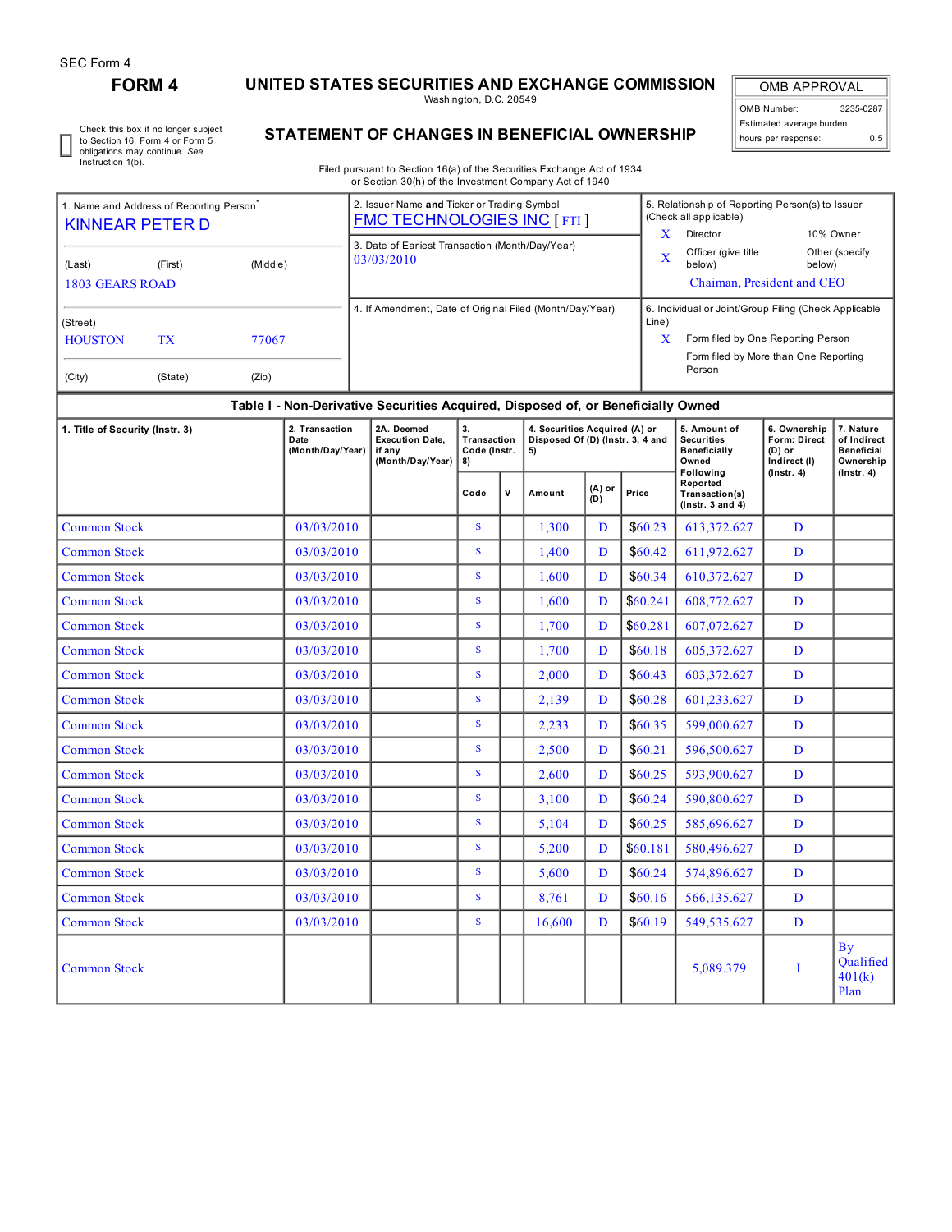SEC Form 4

# FORM 4

## UNITED STATES SECURITIES AND EXCHANGE COMMISSION

Washington, D.C. 20549

## STATEMENT OF CHANGES IN BENEFICIAL OWNERSHIP

| OMB APPROVAL | |
|---|---|
| OMB Number: | 3235-0287 |
| Estimated average burden | |
| hours per response: | 0.5 |

☐ Check this box if no longer subject to Section 16. Form 4 or Form 5 obligations may continue. *See* Instruction 1(b).

Filed pursuant to Section 16(a) of the Securities Exchange Act of 1934 or Section 30(h) of the Investment Company Act of 1940

| 1. Name and Address of Reporting Person* | 2. Issuer Name **and** Ticker or Trading Symbol | 5. Relationship of Reporting Person(s) to Issuer (Check all applicable) |
|---|---|---|
| KINNEAR PETER D | FMC TECHNOLOGIES INC [ FTI ] | X Director / 10% Owner |
| (Last) (First) (Middle) | 3. Date of Earliest Transaction (Month/Day/Year) | X Officer (give title below) / Other (specify below) |
| 1803 GEARS ROAD | 03/03/2010 | Chaiman, President and CEO |
| (Street) | 4. If Amendment, Date of Original Filed (Month/Day/Year) | 6. Individual or Joint/Group Filing (Check Applicable Line) |
| HOUSTON TX 77067 | | X Form filed by One Reporting Person |
| (City) (State) (Zip) | | Form filed by More than One Reporting Person |

**Table I - Non-Derivative Securities Acquired, Disposed of, or Beneficially Owned**

| 1. Title of Security (Instr. 3) | 2. Transaction Date (Month/Day/Year) | 2A. Deemed Execution Date, if any (Month/Day/Year) | 3. Transaction Code (Instr. 8) | | 4. Securities Acquired (A) or Disposed Of (D) (Instr. 3, 4 and 5) | | | 5. Amount of Securities Beneficially Owned Following Reported Transaction(s) (Instr. 3 and 4) | 6. Ownership Form: Direct (D) or Indirect (I) (Instr. 4) | 7. Nature of Indirect Beneficial Ownership (Instr. 4) |
|---|---|---|---|---|---|---|---|---|---|---|
| | | | Code | V | Amount | (A) or (D) | Price | | | |
| Common Stock | 03/03/2010 | | S | | 1,300 | D | $60.23 | 613,372.627 | D | |
| Common Stock | 03/03/2010 | | S | | 1,400 | D | $60.42 | 611,972.627 | D | |
| Common Stock | 03/03/2010 | | S | | 1,600 | D | $60.34 | 610,372.627 | D | |
| Common Stock | 03/03/2010 | | S | | 1,600 | D | $60.241 | 608,772.627 | D | |
| Common Stock | 03/03/2010 | | S | | 1,700 | D | $60.281 | 607,072.627 | D | |
| Common Stock | 03/03/2010 | | S | | 1,700 | D | $60.18 | 605,372.627 | D | |
| Common Stock | 03/03/2010 | | S | | 2,000 | D | $60.43 | 603,372.627 | D | |
| Common Stock | 03/03/2010 | | S | | 2,139 | D | $60.28 | 601,233.627 | D | |
| Common Stock | 03/03/2010 | | S | | 2,233 | D | $60.35 | 599,000.627 | D | |
| Common Stock | 03/03/2010 | | S | | 2,500 | D | $60.21 | 596,500.627 | D | |
| Common Stock | 03/03/2010 | | S | | 2,600 | D | $60.25 | 593,900.627 | D | |
| Common Stock | 03/03/2010 | | S | | 3,100 | D | $60.24 | 590,800.627 | D | |
| Common Stock | 03/03/2010 | | S | | 5,104 | D | $60.25 | 585,696.627 | D | |
| Common Stock | 03/03/2010 | | S | | 5,200 | D | $60.181 | 580,496.627 | D | |
| Common Stock | 03/03/2010 | | S | | 5,600 | D | $60.24 | 574,896.627 | D | |
| Common Stock | 03/03/2010 | | S | | 8,761 | D | $60.16 | 566,135.627 | D | |
| Common Stock | 03/03/2010 | | S | | 16,600 | D | $60.19 | 549,535.627 | D | |
| Common Stock | | | | | | | | 5,089.379 | I | By Qualified 401(k) Plan |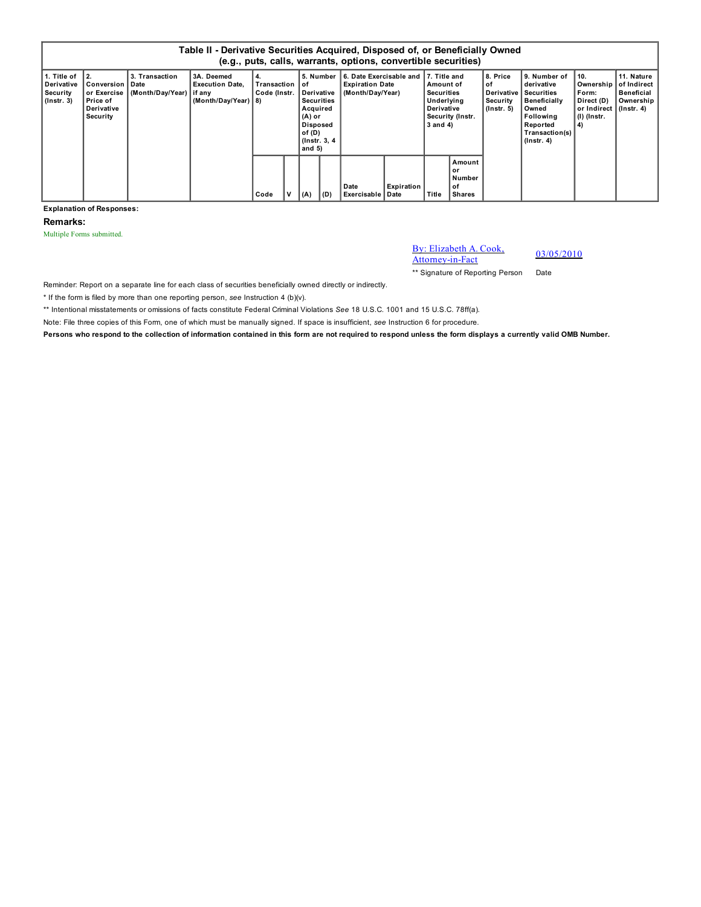**Table II - Derivative Securities Acquired, Disposed of, or Beneficially Owned (e.g., puts, calls, warrants, options, convertible securities)**

| 1. Title of Derivative Security (Instr. 3) | 2. Conversion or Exercise Price of Derivative Security | 3. Transaction Date (Month/Day/Year) | 3A. Deemed Execution Date, if any (Month/Day/Year) | 4. Transaction Code (Instr. 8) | | 5. Number of Derivative Securities Acquired (A) or Disposed of (D) (Instr. 3, 4 and 5) | | 6. Date Exercisable and Expiration Date (Month/Day/Year) | | 7. Title and Amount of Securities Underlying Derivative Security (Instr. 3 and 4) | | 8. Price of Derivative Security (Instr. 5) | 9. Number of derivative Securities Beneficially Owned Following Reported Transaction(s) (Instr. 4) | 10. Ownership Form: Direct (D) or Indirect (I) (Instr. 4) | 11. Nature of Indirect Beneficial Ownership (Instr. 4) |
|---|---|---|---|---|---|---|---|---|---|---|---|---|---|---|---|
| | | | | Code | V | (A) | (D) | Date Exercisable | Expiration Date | Title | Amount or Number of Shares | | | | |

**Explanation of Responses:**

**Remarks:**

Multiple Forms submitted.

By: Elizabeth A. Cook, Attorney-in-Fact — 03/05/2010

** Signature of Reporting Person — Date

Reminder: Report on a separate line for each class of securities beneficially owned directly or indirectly.

\* If the form is filed by more than one reporting person, *see* Instruction 4 (b)(v).

** Intentional misstatements or omissions of facts constitute Federal Criminal Violations *See* 18 U.S.C. 1001 and 15 U.S.C. 78ff(a).

Note: File three copies of this Form, one of which must be manually signed. If space is insufficient, *see* Instruction 6 for procedure.

**Persons who respond to the collection of information contained in this form are not required to respond unless the form displays a currently valid OMB Number.**